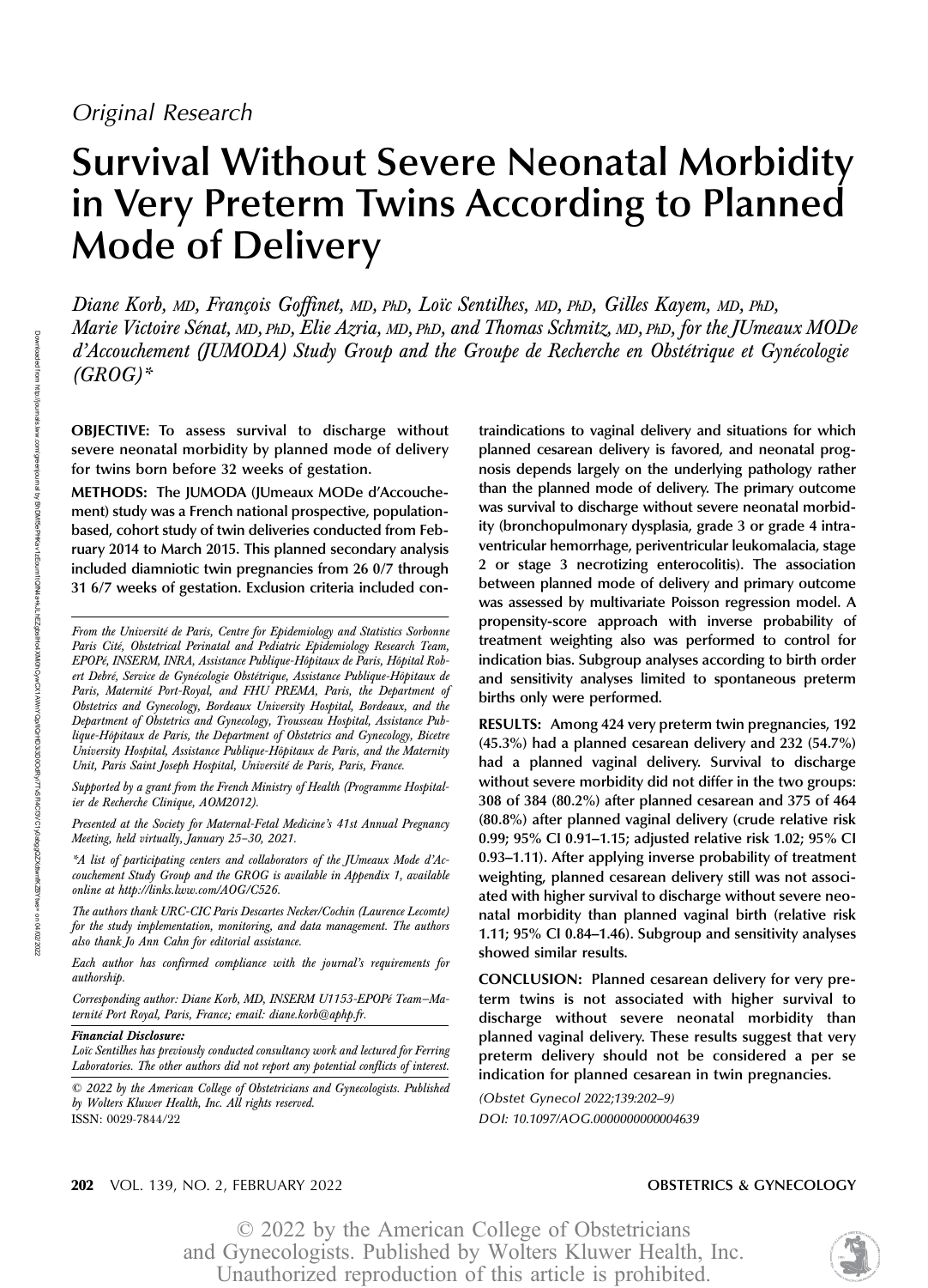*Original Research*

# Survival Without Severe Neonatal Morbidity in Very Preterm Twins According to Planned Mode of Delivery

*Diane Korb, MD, François Goffinet, MD, PhD, Loïc Sentilhes, MD, PhD, Gilles Kayem, MD, PhD, Marie Victoire Sénat, MD, PhD, Elie Azria, MD, PhD, and Thomas Schmitz, MD, PhD, for the JUmeaux MODe d'Accouchement (JUMODA) Study Group and the Groupe de Recherche en Obstétrique et Gynécologie (GROG)**

**OBJECTIVE:** To assess survival to discharge without severe neonatal morbidity by planned mode of delivery for twins born before 32 weeks of gestation.

**METHODS:** The JUMODA (JUmeaux MODe d'Accouchement) study was a French national prospective, population-based, cohort study of twin deliveries conducted from February 2014 to March 2015. This planned secondary analysis included diamniotic twin pregnancies from 26 0/7 through 31 6/7 weeks of gestation. Exclusion criteria included contraindications to vaginal delivery and situations for which planned cesarean delivery is favored, and neonatal prognosis depends largely on the underlying pathology rather than the planned mode of delivery. The primary outcome was survival to discharge without severe neonatal morbidity (bronchopulmonary dysplasia, grade 3 or grade 4 intraventricular hemorrhage, periventricular leukomalacia, stage 2 or stage 3 necrotizing enterocolitis). The association between planned mode of delivery and primary outcome was assessed by multivariate Poisson regression model. A propensity-score approach with inverse probability of treatment weighting also was performed to control for indication bias. Subgroup analyses according to birth order and sensitivity analyses limited to spontaneous preterm births only were performed.

**RESULTS:** Among 424 very preterm twin pregnancies, 192 (45.3%) had a planned cesarean delivery and 232 (54.7%) had a planned vaginal delivery. Survival to discharge without severe morbidity did not differ in the two groups: 308 of 384 (80.2%) after planned cesarean and 375 of 464 (80.8%) after planned vaginal delivery (crude relative risk 0.99; 95% CI 0.91–1.15; adjusted relative risk 1.02; 95% CI 0.93–1.11). After applying inverse probability of treatment weighting, planned cesarean delivery still was not associated with higher survival to discharge without severe neonatal morbidity than planned vaginal birth (relative risk 1.11; 95% CI 0.84–1.46). Subgroup and sensitivity analyses showed similar results.

**CONCLUSION:** Planned cesarean delivery for very preterm twins is not associated with higher survival to discharge without severe neonatal morbidity than planned vaginal delivery. These results suggest that very preterm delivery should not be considered a per se indication for planned cesarean in twin pregnancies.

*(Obstet Gynecol 2022;139:202–9)*

*DOI: 10.1097/AOG.0000000000004639*

---

*From the Université de Paris, Centre for Epidemiology and Statistics Sorbonne Paris Cité, Obstetrical Perinatal and Pediatric Epidemiology Research Team, EPOPé, INSERM, INRA, Assistance Publique-Hôpitaux de Paris, Hôpital Robert Debré, Service de Gynécologie Obstétrique, Assistance Publique-Hôpitaux de Paris, Maternité Port-Royal, and FHU PREMA, Paris, the Department of Obstetrics and Gynecology, Bordeaux University Hospital, Bordeaux, and the Department of Obstetrics and Gynecology, Trousseau Hospital, Assistance Publique-Hôpitaux de Paris, the Department of Obstetrics and Gynecology, Bicetre University Hospital, Assistance Publique-Hôpitaux de Paris, and the Maternity Unit, Paris Saint Joseph Hospital, Université de Paris, Paris, France.*

*Supported by a grant from the French Ministry of Health (Programme Hospitalier de Recherche Clinique, AOM2012).*

*Presented at the Society for Maternal-Fetal Medicine's 41st Annual Pregnancy Meeting, held virtually, January 25–30, 2021.*

**A list of participating centers and collaborators of the JUmeaux Mode d'Accouchement Study Group and the GROG is available in Appendix 1, available online at http://links.lww.com/AOG/C526.*

*The authors thank URC-CIC Paris Descartes Necker/Cochin (Laurence Lecomte) for the study implementation, monitoring, and data management. The authors also thank Jo Ann Cahn for editorial assistance.*

*Each author has confirmed compliance with the journal's requirements for authorship.*

*Corresponding author: Diane Korb, MD, INSERM U1153-EPOPé Team–Maternité Port Royal, Paris, France; email: diane.korb@aphp.fr.*

***Financial Disclosure:***
*Loïc Sentilhes has previously conducted consultancy work and lectured for Ferring Laboratories. The other authors did not report any potential conflicts of interest.*

*© 2022 by the American College of Obstetricians and Gynecologists. Published by Wolters Kluwer Health, Inc. All rights reserved.*
ISSN: 0029-7844/22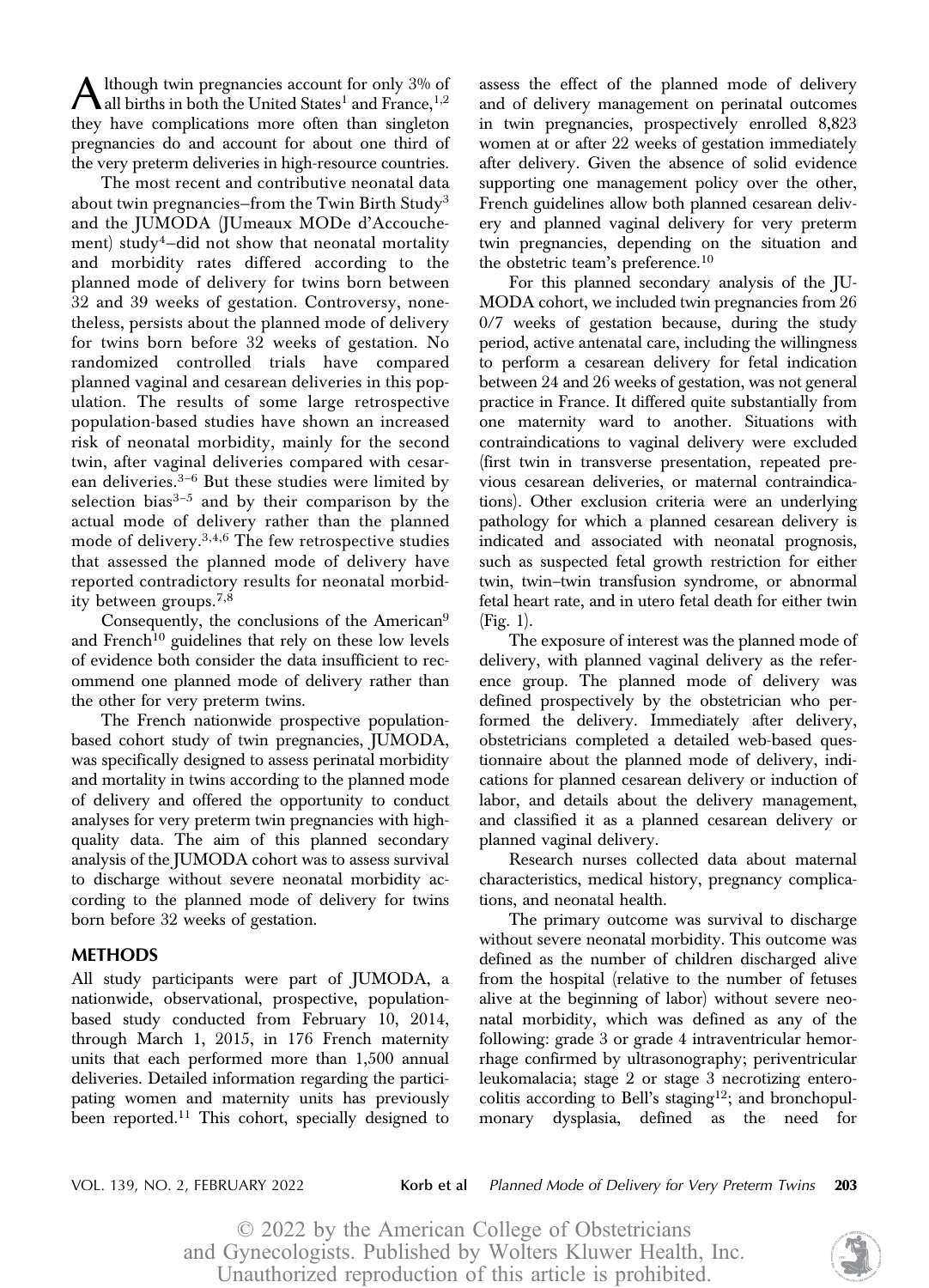Although twin pregnancies account for only 3% of all births in both the United States[1] and France,[1,2] they have complications more often than singleton pregnancies do and account for about one third of the very preterm deliveries in high-resource countries.

The most recent and contributive neonatal data about twin pregnancies–from the Twin Birth Study[3] and the JUMODA (JUmeaux MODe d'Accouchement) study[4]–did not show that neonatal mortality and morbidity rates differed according to the planned mode of delivery for twins born between 32 and 39 weeks of gestation. Controversy, nonetheless, persists about the planned mode of delivery for twins born before 32 weeks of gestation. No randomized controlled trials have compared planned vaginal and cesarean deliveries in this population. The results of some large retrospective population-based studies have shown an increased risk of neonatal morbidity, mainly for the second twin, after vaginal deliveries compared with cesarean deliveries.[3–6] But these studies were limited by selection bias[3–5] and by their comparison by the actual mode of delivery rather than the planned mode of delivery.[3,4,6] The few retrospective studies that assessed the planned mode of delivery have reported contradictory results for neonatal morbidity between groups.[7,8]

Consequently, the conclusions of the American[9] and French[10] guidelines that rely on these low levels of evidence both consider the data insufficient to recommend one planned mode of delivery rather than the other for very preterm twins.

The French nationwide prospective population-based cohort study of twin pregnancies, JUMODA, was specifically designed to assess perinatal morbidity and mortality in twins according to the planned mode of delivery and offered the opportunity to conduct analyses for very preterm twin pregnancies with high-quality data. The aim of this planned secondary analysis of the JUMODA cohort was to assess survival to discharge without severe neonatal morbidity according to the planned mode of delivery for twins born before 32 weeks of gestation.

## METHODS

All study participants were part of JUMODA, a nationwide, observational, prospective, population-based study conducted from February 10, 2014, through March 1, 2015, in 176 French maternity units that each performed more than 1,500 annual deliveries. Detailed information regarding the participating women and maternity units has previously been reported.[11] This cohort, specially designed to assess the effect of the planned mode of delivery and of delivery management on perinatal outcomes in twin pregnancies, prospectively enrolled 8,823 women at or after 22 weeks of gestation immediately after delivery. Given the absence of solid evidence supporting one management policy over the other, French guidelines allow both planned cesarean delivery and planned vaginal delivery for very preterm twin pregnancies, depending on the situation and the obstetric team's preference.[10]

For this planned secondary analysis of the JUMODA cohort, we included twin pregnancies from 26 0/7 weeks of gestation because, during the study period, active antenatal care, including the willingness to perform a cesarean delivery for fetal indication between 24 and 26 weeks of gestation, was not general practice in France. It differed quite substantially from one maternity ward to another. Situations with contraindications to vaginal delivery were excluded (first twin in transverse presentation, repeated previous cesarean deliveries, or maternal contraindications). Other exclusion criteria were an underlying pathology for which a planned cesarean delivery is indicated and associated with neonatal prognosis, such as suspected fetal growth restriction for either twin, twin–twin transfusion syndrome, or abnormal fetal heart rate, and in utero fetal death for either twin (Fig. 1).

The exposure of interest was the planned mode of delivery, with planned vaginal delivery as the reference group. The planned mode of delivery was defined prospectively by the obstetrician who performed the delivery. Immediately after delivery, obstetricians completed a detailed web-based questionnaire about the planned mode of delivery, indications for planned cesarean delivery or induction of labor, and details about the delivery management, and classified it as a planned cesarean delivery or planned vaginal delivery.

Research nurses collected data about maternal characteristics, medical history, pregnancy complications, and neonatal health.

The primary outcome was survival to discharge without severe neonatal morbidity. This outcome was defined as the number of children discharged alive from the hospital (relative to the number of fetuses alive at the beginning of labor) without severe neonatal morbidity, which was defined as any of the following: grade 3 or grade 4 intraventricular hemorrhage confirmed by ultrasonography; periventricular leukomalacia; stage 2 or stage 3 necrotizing enterocolitis according to Bell's staging[12]; and bronchopulmonary dysplasia, defined as the need for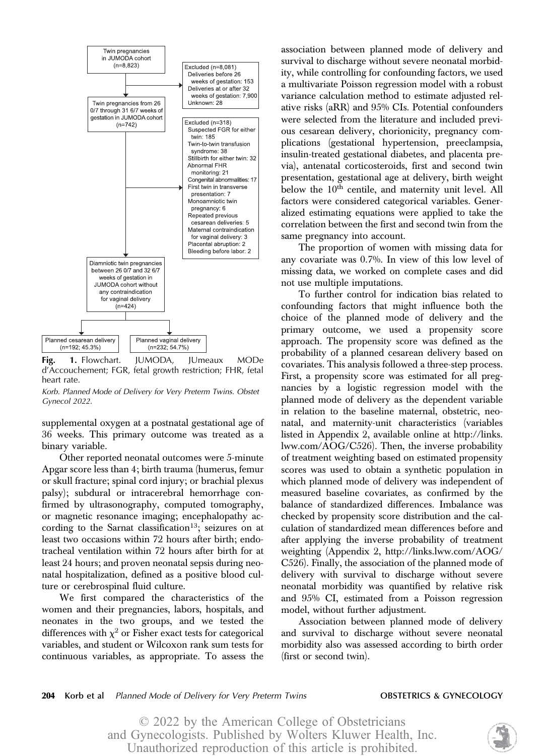Twin pregnancies in JUMODA cohort (n=8,823)

Excluded (n=8,081)
Deliveries before 26 weeks of gestation: 153
Deliveries at or after 32 weeks of gestation: 7,900
Unknown: 28

Twin pregnancies from 26 0/7 through 31 6/7 weeks of gestation in JUMODA cohort (n=742)

Excluded (n=318)
Suspected FGR for either twin: 185
Twin-to-twin transfusion syndrome: 38
Stillbirth for either twin: 32
Abnormal FHR monitoring: 21
Congenital abnormalities: 17
First twin in transverse presentation: 7
Monoamniotic twin pregnancy: 6
Repeated previous cesarean deliveries: 5
Maternal contraindication for vaginal delivery: 3
Placental abruption: 2
Bleeding before labor: 2

Diamniotic twin pregnancies between 26 0/7 and 32 6/7 weeks of gestation in JUMODA cohort without any contraindication for vaginal delivery (n=424)

Planned cesarean delivery (n=192; 45.3%)

Planned vaginal delivery (n=232; 54.7%)

**Fig. 1.** Flowchart. JUMODA, JUmeaux MODe d'Accouchement; FGR, fetal growth restriction; FHR, fetal heart rate.

*Korb. Planned Mode of Delivery for Very Preterm Twins. Obstet Gynecol 2022.*

supplemental oxygen at a postnatal gestational age of 36 weeks. This primary outcome was treated as a binary variable.

Other reported neonatal outcomes were 5-minute Apgar score less than 4; birth trauma (humerus, femur or skull fracture; spinal cord injury; or brachial plexus palsy); subdural or intracerebral hemorrhage confirmed by ultrasonography, computed tomography, or magnetic resonance imaging; encephalopathy according to the Sarnat classification[13]; seizures on at least two occasions within 72 hours after birth; endotracheal ventilation within 72 hours after birth for at least 24 hours; and proven neonatal sepsis during neonatal hospitalization, defined as a positive blood culture or cerebrospinal fluid culture.

We first compared the characteristics of the women and their pregnancies, labors, hospitals, and neonates in the two groups, and we tested the differences with $\chi^2$ or Fisher exact tests for categorical variables, and student or Wilcoxon rank sum tests for continuous variables, as appropriate. To assess the association between planned mode of delivery and survival to discharge without severe neonatal morbidity, while controlling for confounding factors, we used a multivariate Poisson regression model with a robust variance calculation method to estimate adjusted relative risks (aRR) and 95% CIs. Potential confounders were selected from the literature and included previous cesarean delivery, chorionicity, pregnancy complications (gestational hypertension, preeclampsia, insulin-treated gestational diabetes, and placenta previa), antenatal corticosteroids, first and second twin presentation, gestational age at delivery, birth weight below the 10[th] centile, and maternity unit level. All factors were considered categorical variables. Generalized estimating equations were applied to take the correlation between the first and second twin from the same pregnancy into account.

The proportion of women with missing data for any covariate was 0.7%. In view of this low level of missing data, we worked on complete cases and did not use multiple imputations.

To further control for indication bias related to confounding factors that might influence both the choice of the planned mode of delivery and the primary outcome, we used a propensity score approach. The propensity score was defined as the probability of a planned cesarean delivery based on covariates. This analysis followed a three-step process. First, a propensity score was estimated for all pregnancies by a logistic regression model with the planned mode of delivery as the dependent variable in relation to the baseline maternal, obstetric, neonatal, and maternity-unit characteristics (variables listed in Appendix 2, available online at http://links.lww.com/AOG/C526). Then, the inverse probability of treatment weighting based on estimated propensity scores was used to obtain a synthetic population in which planned mode of delivery was independent of measured baseline covariates, as confirmed by the balance of standardized differences. Imbalance was checked by propensity score distribution and the calculation of standardized mean differences before and after applying the inverse probability of treatment weighting (Appendix 2, http://links.lww.com/AOG/C526). Finally, the association of the planned mode of delivery with survival to discharge without severe neonatal morbidity was quantified by relative risk and 95% CI, estimated from a Poisson regression model, without further adjustment.

Association between planned mode of delivery and survival to discharge without severe neonatal morbidity also was assessed according to birth order (first or second twin).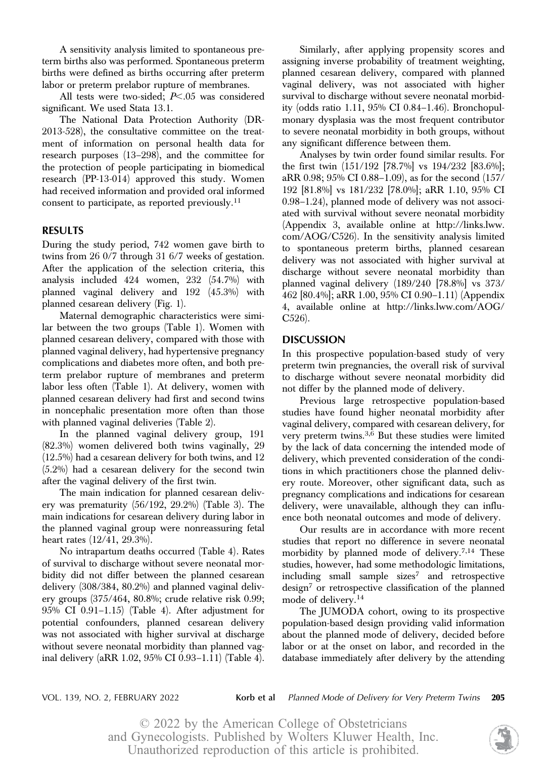A sensitivity analysis limited to spontaneous preterm births also was performed. Spontaneous preterm births were defined as births occurring after preterm labor or preterm prelabor rupture of membranes.

All tests were two-sided; $P<.05$ was considered significant. We used Stata 13.1.

The National Data Protection Authority (DR-2013-528), the consultative committee on the treatment of information on personal health data for research purposes (13–298), and the committee for the protection of people participating in biomedical research (PP-13-014) approved this study. Women had received information and provided oral informed consent to participate, as reported previously.[11]

## RESULTS

During the study period, 742 women gave birth to twins from 26 0/7 through 31 6/7 weeks of gestation. After the application of the selection criteria, this analysis included 424 women, 232 (54.7%) with planned vaginal delivery and 192 (45.3%) with planned cesarean delivery (Fig. 1).

Maternal demographic characteristics were similar between the two groups (Table 1). Women with planned cesarean delivery, compared with those with planned vaginal delivery, had hypertensive pregnancy complications and diabetes more often, and both preterm prelabor rupture of membranes and preterm labor less often (Table 1). At delivery, women with planned cesarean delivery had first and second twins in noncephalic presentation more often than those with planned vaginal deliveries (Table 2).

In the planned vaginal delivery group, 191 (82.3%) women delivered both twins vaginally, 29 (12.5%) had a cesarean delivery for both twins, and 12 (5.2%) had a cesarean delivery for the second twin after the vaginal delivery of the first twin.

The main indication for planned cesarean delivery was prematurity (56/192, 29.2%) (Table 3). The main indications for cesarean delivery during labor in the planned vaginal group were nonreassuring fetal heart rates (12/41, 29.3%).

No intrapartum deaths occurred (Table 4). Rates of survival to discharge without severe neonatal morbidity did not differ between the planned cesarean delivery (308/384, 80.2%) and planned vaginal delivery groups (375/464, 80.8%; crude relative risk 0.99; 95% CI 0.91–1.15) (Table 4). After adjustment for potential confounders, planned cesarean delivery was not associated with higher survival at discharge without severe neonatal morbidity than planned vaginal delivery (aRR 1.02, 95% CI 0.93–1.11) (Table 4).

Similarly, after applying propensity scores and assigning inverse probability of treatment weighting, planned cesarean delivery, compared with planned vaginal delivery, was not associated with higher survival to discharge without severe neonatal morbidity (odds ratio 1.11, 95% CI 0.84–1.46). Bronchopulmonary dysplasia was the most frequent contributor to severe neonatal morbidity in both groups, without any significant difference between them.

Analyses by twin order found similar results. For the first twin (151/192 [78.7%] vs 194/232 [83.6%]; aRR 0.98; 95% CI 0.88–1.09), as for the second (157/192 [81.8%] vs 181/232 [78.0%]; aRR 1.10, 95% CI 0.98–1.24), planned mode of delivery was not associated with survival without severe neonatal morbidity (Appendix 3, available online at http://links.lww.com/AOG/C526). In the sensitivity analysis limited to spontaneous preterm births, planned cesarean delivery was not associated with higher survival at discharge without severe neonatal morbidity than planned vaginal delivery (189/240 [78.8%] vs 373/462 [80.4%]; aRR 1.00, 95% CI 0.90–1.11) (Appendix 4, available online at http://links.lww.com/AOG/C526).

## DISCUSSION

In this prospective population-based study of very preterm twin pregnancies, the overall risk of survival to discharge without severe neonatal morbidity did not differ by the planned mode of delivery.

Previous large retrospective population-based studies have found higher neonatal morbidity after vaginal delivery, compared with cesarean delivery, for very preterm twins.[3,6] But these studies were limited by the lack of data concerning the intended mode of delivery, which prevented consideration of the conditions in which practitioners chose the planned delivery route. Moreover, other significant data, such as pregnancy complications and indications for cesarean delivery, were unavailable, although they can influence both neonatal outcomes and mode of delivery.

Our results are in accordance with more recent studies that report no difference in severe neonatal morbidity by planned mode of delivery.[7,14] These studies, however, had some methodologic limitations, including small sample sizes[7] and retrospective design[7] or retrospective classification of the planned mode of delivery.[14]

The JUMODA cohort, owing to its prospective population-based design providing valid information about the planned mode of delivery, decided before labor or at the onset on labor, and recorded in the database immediately after delivery by the attending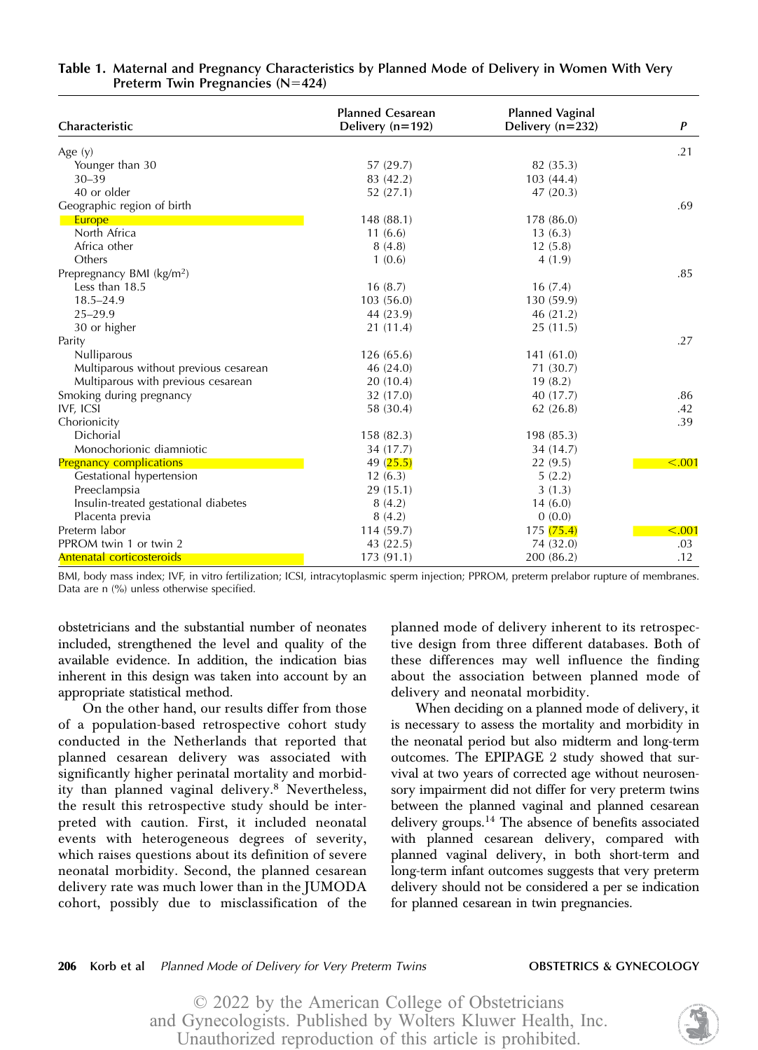**Table 1. Maternal and Pregnancy Characteristics by Planned Mode of Delivery in Women With Very Preterm Twin Pregnancies (N=424)**

| Characteristic | Planned Cesarean Delivery (n=192) | Planned Vaginal Delivery (n=232) | P |
|---|---|---|---|
| Age (y) | | | .21 |
| Younger than 30 | 57 (29.7) | 82 (35.3) | |
| 30–39 | 83 (42.2) | 103 (44.4) | |
| 40 or older | 52 (27.1) | 47 (20.3) | |
| Geographic region of birth | | | .69 |
| Europe | 148 (88.1) | 178 (86.0) | |
| North Africa | 11 (6.6) | 13 (6.3) | |
| Africa other | 8 (4.8) | 12 (5.8) | |
| Others | 1 (0.6) | 4 (1.9) | |
| Prepregnancy BMI (kg/m²) | | | .85 |
| Less than 18.5 | 16 (8.7) | 16 (7.4) | |
| 18.5–24.9 | 103 (56.0) | 130 (59.9) | |
| 25–29.9 | 44 (23.9) | 46 (21.2) | |
| 30 or higher | 21 (11.4) | 25 (11.5) | |
| Parity | | | .27 |
| Nulliparous | 126 (65.6) | 141 (61.0) | |
| Multiparous without previous cesarean | 46 (24.0) | 71 (30.7) | |
| Multiparous with previous cesarean | 20 (10.4) | 19 (8.2) | |
| Smoking during pregnancy | 32 (17.0) | 40 (17.7) | .86 |
| IVF, ICSI | 58 (30.4) | 62 (26.8) | .42 |
| Chorionicity | | | .39 |
| Dichorial | 158 (82.3) | 198 (85.3) | |
| Monochorionic diamniotic | 34 (17.7) | 34 (14.7) | |
| Pregnancy complications | 49 (25.5) | 22 (9.5) | <.001 |
| Gestational hypertension | 12 (6.3) | 5 (2.2) | |
| Preeclampsia | 29 (15.1) | 3 (1.3) | |
| Insulin-treated gestational diabetes | 8 (4.2) | 14 (6.0) | |
| Placenta previa | 8 (4.2) | 0 (0.0) | |
| Preterm labor | 114 (59.7) | 175 (75.4) | <.001 |
| PPROM twin 1 or twin 2 | 43 (22.5) | 74 (32.0) | .03 |
| Antenatal corticosteroids | 173 (91.1) | 200 (86.2) | .12 |

BMI, body mass index; IVF, in vitro fertilization; ICSI, intracytoplasmic sperm injection; PPROM, preterm prelabor rupture of membranes. Data are n (%) unless otherwise specified.

obstetricians and the substantial number of neonates included, strengthened the level and quality of the available evidence. In addition, the indication bias inherent in this design was taken into account by an appropriate statistical method.

On the other hand, our results differ from those of a population-based retrospective cohort study conducted in the Netherlands that reported that planned cesarean delivery was associated with significantly higher perinatal mortality and morbidity than planned vaginal delivery.[8] Nevertheless, the result this retrospective study should be interpreted with caution. First, it included neonatal events with heterogeneous degrees of severity, which raises questions about its definition of severe neonatal morbidity. Second, the planned cesarean delivery rate was much lower than in the JUMODA cohort, possibly due to misclassification of the planned mode of delivery inherent to its retrospective design from three different databases. Both of these differences may well influence the finding about the association between planned mode of delivery and neonatal morbidity.

When deciding on a planned mode of delivery, it is necessary to assess the mortality and morbidity in the neonatal period but also midterm and long-term outcomes. The EPIPAGE 2 study showed that survival at two years of corrected age without neurosensory impairment did not differ for very preterm twins between the planned vaginal and planned cesarean delivery groups.[14] The absence of benefits associated with planned cesarean delivery, compared with planned vaginal delivery, in both short-term and long-term infant outcomes suggests that very preterm delivery should not be considered a per se indication for planned cesarean in twin pregnancies.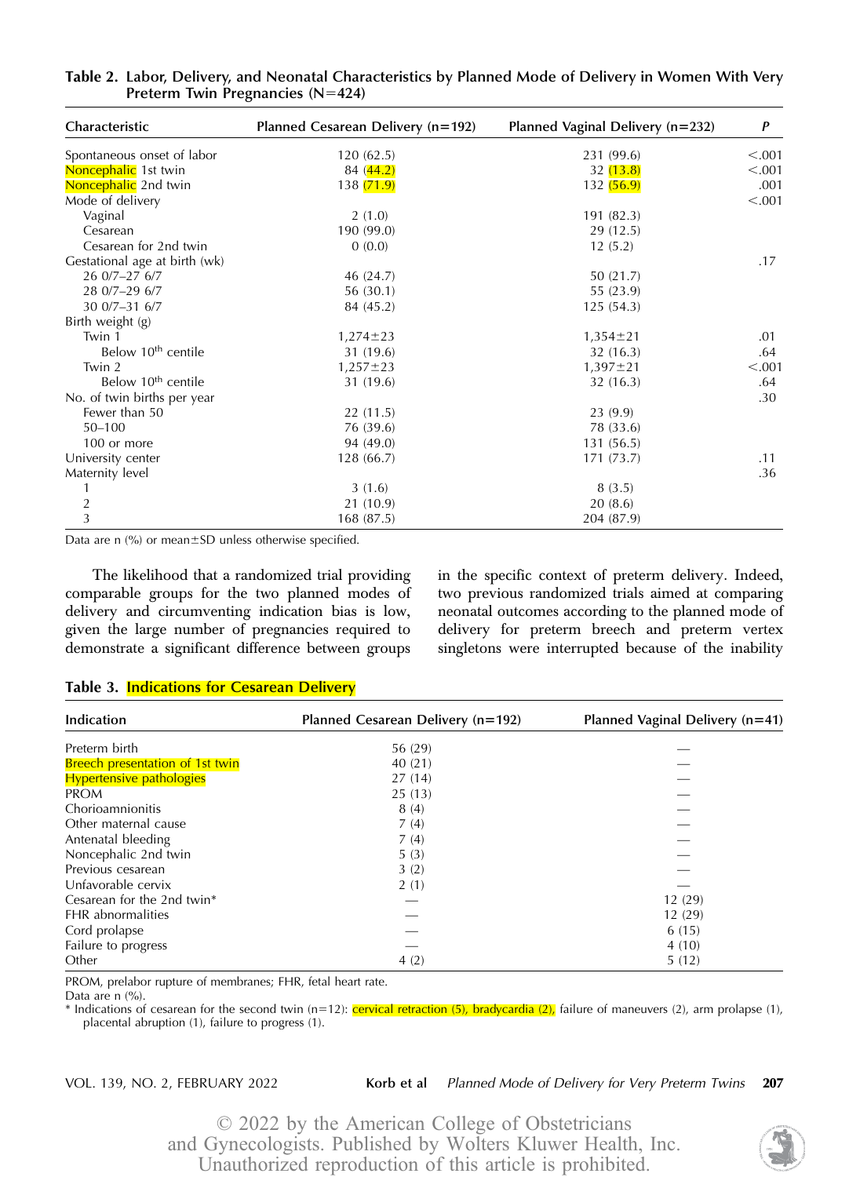**Table 2. Labor, Delivery, and Neonatal Characteristics by Planned Mode of Delivery in Women With Very Preterm Twin Pregnancies (N=424)**

| Characteristic | Planned Cesarean Delivery (n=192) | Planned Vaginal Delivery (n=232) | P |
|---|---|---|---|
| Spontaneous onset of labor | 120 (62.5) | 231 (99.6) | <.001 |
| Noncephalic 1st twin | 84 (44.2) | 32 (13.8) | <.001 |
| Noncephalic 2nd twin | 138 (71.9) | 132 (56.9) | .001 |
| Mode of delivery | | | <.001 |
| Vaginal | 2 (1.0) | 191 (82.3) | |
| Cesarean | 190 (99.0) | 29 (12.5) | |
| Cesarean for 2nd twin | 0 (0.0) | 12 (5.2) | |
| Gestational age at birth (wk) | | | .17 |
| 26 0/7–27 6/7 | 46 (24.7) | 50 (21.7) | |
| 28 0/7–29 6/7 | 56 (30.1) | 55 (23.9) | |
| 30 0/7–31 6/7 | 84 (45.2) | 125 (54.3) | |
| Birth weight (g) | | | |
| Twin 1 | 1,274±23 | 1,354±21 | .01 |
| Below 10th centile | 31 (19.6) | 32 (16.3) | .64 |
| Twin 2 | 1,257±23 | 1,397±21 | <.001 |
| Below 10th centile | 31 (19.6) | 32 (16.3) | .64 |
| No. of twin births per year | | | .30 |
| Fewer than 50 | 22 (11.5) | 23 (9.9) | |
| 50–100 | 76 (39.6) | 78 (33.6) | |
| 100 or more | 94 (49.0) | 131 (56.5) | |
| University center | 128 (66.7) | 171 (73.7) | .11 |
| Maternity level | | | .36 |
| 1 | 3 (1.6) | 8 (3.5) | |
| 2 | 21 (10.9) | 20 (8.6) | |
| 3 | 168 (87.5) | 204 (87.9) | |

Data are n (%) or mean±SD unless otherwise specified.

The likelihood that a randomized trial providing comparable groups for the two planned modes of delivery and circumventing indication bias is low, given the large number of pregnancies required to demonstrate a significant difference between groups in the specific context of preterm delivery. Indeed, two previous randomized trials aimed at comparing neonatal outcomes according to the planned mode of delivery for preterm breech and preterm vertex singletons were interrupted because of the inability

**Table 3. Indications for Cesarean Delivery**

| Indication | Planned Cesarean Delivery (n=192) | Planned Vaginal Delivery (n=41) |
|---|---|---|
| Preterm birth | 56 (29) | — |
| Breech presentation of 1st twin | 40 (21) | — |
| Hypertensive pathologies | 27 (14) | — |
| PROM | 25 (13) | — |
| Chorioamnionitis | 8 (4) | — |
| Other maternal cause | 7 (4) | — |
| Antenatal bleeding | 7 (4) | — |
| Noncephalic 2nd twin | 5 (3) | — |
| Previous cesarean | 3 (2) | — |
| Unfavorable cervix | 2 (1) | — |
| Cesarean for the 2nd twin* | — | 12 (29) |
| FHR abnormalities | — | 12 (29) |
| Cord prolapse | — | 6 (15) |
| Failure to progress | — | 4 (10) |
| Other | 4 (2) | 5 (12) |

PROM, prelabor rupture of membranes; FHR, fetal heart rate.

Data are n (%).

\* Indications of cesarean for the second twin (n=12): cervical retraction (5), bradycardia (2), failure of maneuvers (2), arm prolapse (1), placental abruption (1), failure to progress (1).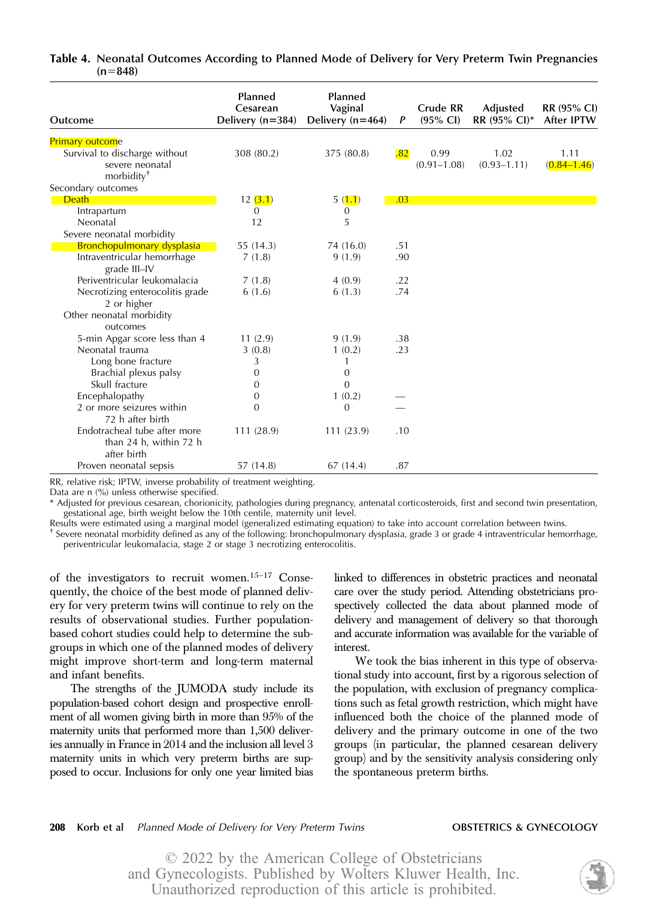**Table 4. Neonatal Outcomes According to Planned Mode of Delivery for Very Preterm Twin Pregnancies (n=848)**

| Outcome | Planned Cesarean Delivery (n=384) | Planned Vaginal Delivery (n=464) | *P* | Crude RR (95% CI) | Adjusted RR (95% CI)* | RR (95% CI) After IPTW |
|---|---|---|---|---|---|---|
| Primary outcome | | | | | | |
| Survival to discharge without severe neonatal morbidity† | 308 (80.2) | 375 (80.8) | .82 | 0.99 (0.91–1.08) | 1.02 (0.93–1.11) | 1.11 (0.84–1.46) |
| Secondary outcomes | | | | | | |
| Death | 12 (3.1) | 5 (1.1) | .03 | | | |
| Intrapartum | 0 | 0 | | | | |
| Neonatal | 12 | 5 | | | | |
| Severe neonatal morbidity | | | | | | |
| Bronchopulmonary dysplasia | 55 (14.3) | 74 (16.0) | .51 | | | |
| Intraventricular hemorrhage grade III–IV | 7 (1.8) | 9 (1.9) | .90 | | | |
| Periventricular leukomalacia | 7 (1.8) | 4 (0.9) | .22 | | | |
| Necrotizing enterocolitis grade 2 or higher | 6 (1.6) | 6 (1.3) | .74 | | | |
| Other neonatal morbidity outcomes | | | | | | |
| 5-min Apgar score less than 4 | 11 (2.9) | 9 (1.9) | .38 | | | |
| Neonatal trauma | 3 (0.8) | 1 (0.2) | .23 | | | |
| Long bone fracture | 3 | 1 | | | | |
| Brachial plexus palsy | 0 | 0 | | | | |
| Skull fracture | 0 | 0 | | | | |
| Encephalopathy | 0 | 1 (0.2) | — | | | |
| 2 or more seizures within 72 h after birth | 0 | 0 | — | | | |
| Endotracheal tube after more than 24 h, within 72 h after birth | 111 (28.9) | 111 (23.9) | .10 | | | |
| Proven neonatal sepsis | 57 (14.8) | 67 (14.4) | .87 | | | |

RR, relative risk; IPTW, inverse probability of treatment weighting.

Data are n (%) unless otherwise specified.

* Adjusted for previous cesarean, chorionicity, pathologies during pregnancy, antenatal corticosteroids, first and second twin presentation, gestational age, birth weight below the 10th centile, maternity unit level.

Results were estimated using a marginal model (generalized estimating equation) to take into account correlation between twins.

† Severe neonatal morbidity defined as any of the following: bronchopulmonary dysplasia, grade 3 or grade 4 intraventricular hemorrhage, periventricular leukomalacia, stage 2 or stage 3 necrotizing enterocolitis.

of the investigators to recruit women.[15–17] Consequently, the choice of the best mode of planned delivery for very preterm twins will continue to rely on the results of observational studies. Further population-based cohort studies could help to determine the subgroups in which one of the planned modes of delivery might improve short-term and long-term maternal and infant benefits.

The strengths of the JUMODA study include its population-based cohort design and prospective enrollment of all women giving birth in more than 95% of the maternity units that performed more than 1,500 deliveries annually in France in 2014 and the inclusion all level 3 maternity units in which very preterm births are supposed to occur. Inclusions for only one year limited bias linked to differences in obstetric practices and neonatal care over the study period. Attending obstetricians prospectively collected the data about planned mode of delivery and management of delivery so that thorough and accurate information was available for the variable of interest.

We took the bias inherent in this type of observational study into account, first by a rigorous selection of the population, with exclusion of pregnancy complications such as fetal growth restriction, which might have influenced both the choice of the planned mode of delivery and the primary outcome in one of the two groups (in particular, the planned cesarean delivery group) and by the sensitivity analysis considering only the spontaneous preterm births.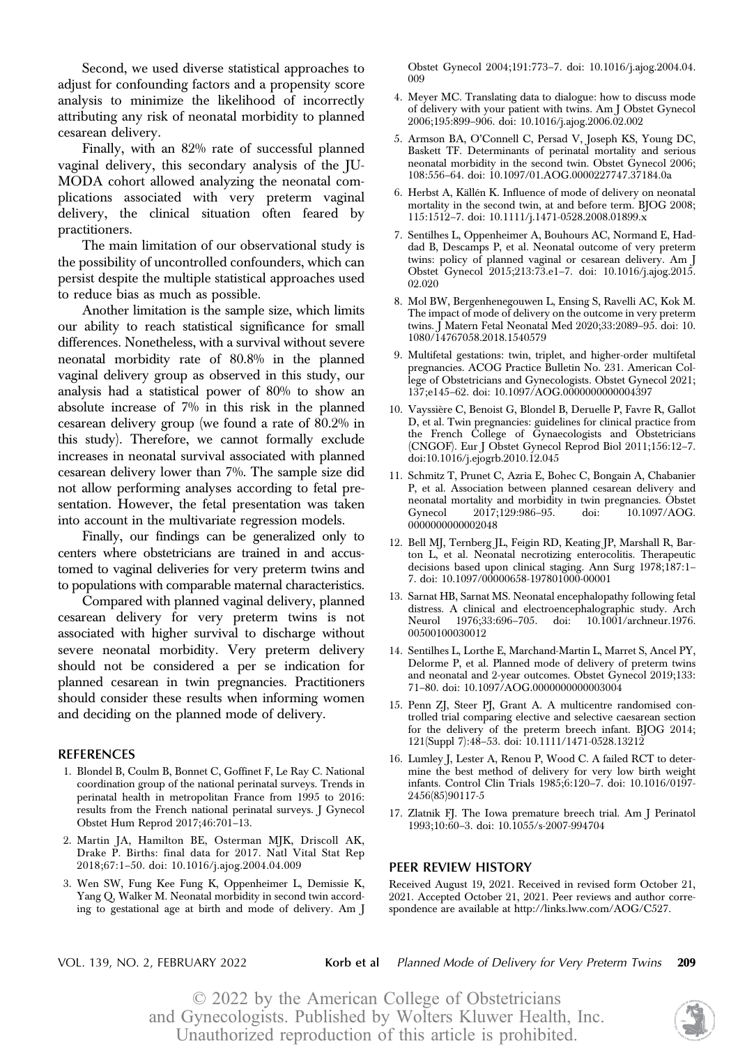Second, we used diverse statistical approaches to adjust for confounding factors and a propensity score analysis to minimize the likelihood of incorrectly attributing any risk of neonatal morbidity to planned cesarean delivery.

Finally, with an 82% rate of successful planned vaginal delivery, this secondary analysis of the JU-MODA cohort allowed analyzing the neonatal complications associated with very preterm vaginal delivery, the clinical situation often feared by practitioners.

The main limitation of our observational study is the possibility of uncontrolled confounders, which can persist despite the multiple statistical approaches used to reduce bias as much as possible.

Another limitation is the sample size, which limits our ability to reach statistical significance for small differences. Nonetheless, with a survival without severe neonatal morbidity rate of 80.8% in the planned vaginal delivery group as observed in this study, our analysis had a statistical power of 80% to show an absolute increase of 7% in this risk in the planned cesarean delivery group (we found a rate of 80.2% in this study). Therefore, we cannot formally exclude increases in neonatal survival associated with planned cesarean delivery lower than 7%. The sample size did not allow performing analyses according to fetal presentation. However, the fetal presentation was taken into account in the multivariate regression models.

Finally, our findings can be generalized only to centers where obstetricians are trained in and accustomed to vaginal deliveries for very preterm twins and to populations with comparable maternal characteristics.

Compared with planned vaginal delivery, planned cesarean delivery for very preterm twins is not associated with higher survival to discharge without severe neonatal morbidity. Very preterm delivery should not be considered a per se indication for planned cesarean in twin pregnancies. Practitioners should consider these results when informing women and deciding on the planned mode of delivery.

## REFERENCES

1. Blondel B, Coulm B, Bonnet C, Goffinet F, Le Ray C. National coordination group of the national perinatal surveys. Trends in perinatal health in metropolitan France from 1995 to 2016: results from the French national perinatal surveys. J Gynecol Obstet Hum Reprod 2017;46:701–13.
2. Martin JA, Hamilton BE, Osterman MJK, Driscoll AK, Drake P. Births: final data for 2017. Natl Vital Stat Rep 2018;67:1–50. doi: 10.1016/j.ajog.2004.04.009
3. Wen SW, Fung Kee Fung K, Oppenheimer L, Demissie K, Yang Q, Walker M. Neonatal morbidity in second twin according to gestational age at birth and mode of delivery. Am J Obstet Gynecol 2004;191:773–7. doi: 10.1016/j.ajog.2004.04.009
4. Meyer MC. Translating data to dialogue: how to discuss mode of delivery with your patient with twins. Am J Obstet Gynecol 2006;195:899–906. doi: 10.1016/j.ajog.2006.02.002
5. Armson BA, O'Connell C, Persad V, Joseph KS, Young DC, Baskett TF. Determinants of perinatal mortality and serious neonatal morbidity in the second twin. Obstet Gynecol 2006;108:556–64. doi: 10.1097/01.AOG.0000227747.37184.0a
6. Herbst A, Källén K. Influence of mode of delivery on neonatal mortality in the second twin, at and before term. BJOG 2008;115:1512–7. doi: 10.1111/j.1471-0528.2008.01899.x
7. Sentilhes L, Oppenheimer A, Bouhours AC, Normand E, Haddad B, Descamps P, et al. Neonatal outcome of very preterm twins: policy of planned vaginal or cesarean delivery. Am J Obstet Gynecol 2015;213:73.e1–7. doi: 10.1016/j.ajog.2015.02.020
8. Mol BW, Bergenhenegouwen L, Ensing S, Ravelli AC, Kok M. The impact of mode of delivery on the outcome in very preterm twins. J Matern Fetal Neonatal Med 2020;33:2089–95. doi: 10.1080/14767058.2018.1540579
9. Multifetal gestations: twin, triplet, and higher-order multifetal pregnancies. ACOG Practice Bulletin No. 231. American College of Obstetricians and Gynecologists. Obstet Gynecol 2021;137;e145–62. doi: 10.1097/AOG.0000000000004397
10. Vayssière C, Benoist G, Blondel B, Deruelle P, Favre R, Gallot D, et al. Twin pregnancies: guidelines for clinical practice from the French College of Gynaecologists and Obstetricians (CNGOF). Eur J Obstet Gynecol Reprod Biol 2011;156:12–7. doi:10.1016/j.ejogrb.2010.12.045
11. Schmitz T, Prunet C, Azria E, Bohec C, Bongain A, Chabanier P, et al. Association between planned cesarean delivery and neonatal mortality and morbidity in twin pregnancies. Obstet Gynecol 2017;129:986–95. doi: 10.1097/AOG.0000000000002048
12. Bell MJ, Ternberg JL, Feigin RD, Keating JP, Marshall R, Barton L, et al. Neonatal necrotizing enterocolitis. Therapeutic decisions based upon clinical staging. Ann Surg 1978;187:1–7. doi: 10.1097/00000658-197801000-00001
13. Sarnat HB, Sarnat MS. Neonatal encephalopathy following fetal distress. A clinical and electroencephalographic study. Arch Neurol 1976;33:696–705. doi: 10.1001/archneur.1976.00500100030012
14. Sentilhes L, Lorthe E, Marchand-Martin L, Marret S, Ancel PY, Delorme P, et al. Planned mode of delivery of preterm twins and neonatal and 2-year outcomes. Obstet Gynecol 2019;133:71–80. doi: 10.1097/AOG.0000000000003004
15. Penn ZJ, Steer PJ, Grant A. A multicentre randomised controlled trial comparing elective and selective caesarean section for the delivery of the preterm breech infant. BJOG 2014;121(Suppl 7):48–53. doi: 10.1111/1471-0528.13212
16. Lumley J, Lester A, Renou P, Wood C. A failed RCT to determine the best method of delivery for very low birth weight infants. Control Clin Trials 1985;6:120–7. doi: 10.1016/0197-2456(85)90117-5
17. Zlatnik FJ. The Iowa premature breech trial. Am J Perinatol 1993;10:60–3. doi: 10.1055/s-2007-994704

## PEER REVIEW HISTORY

Received August 19, 2021. Received in revised form October 21, 2021. Accepted October 21, 2021. Peer reviews and author correspondence are available at http://links.lww.com/AOG/C527.